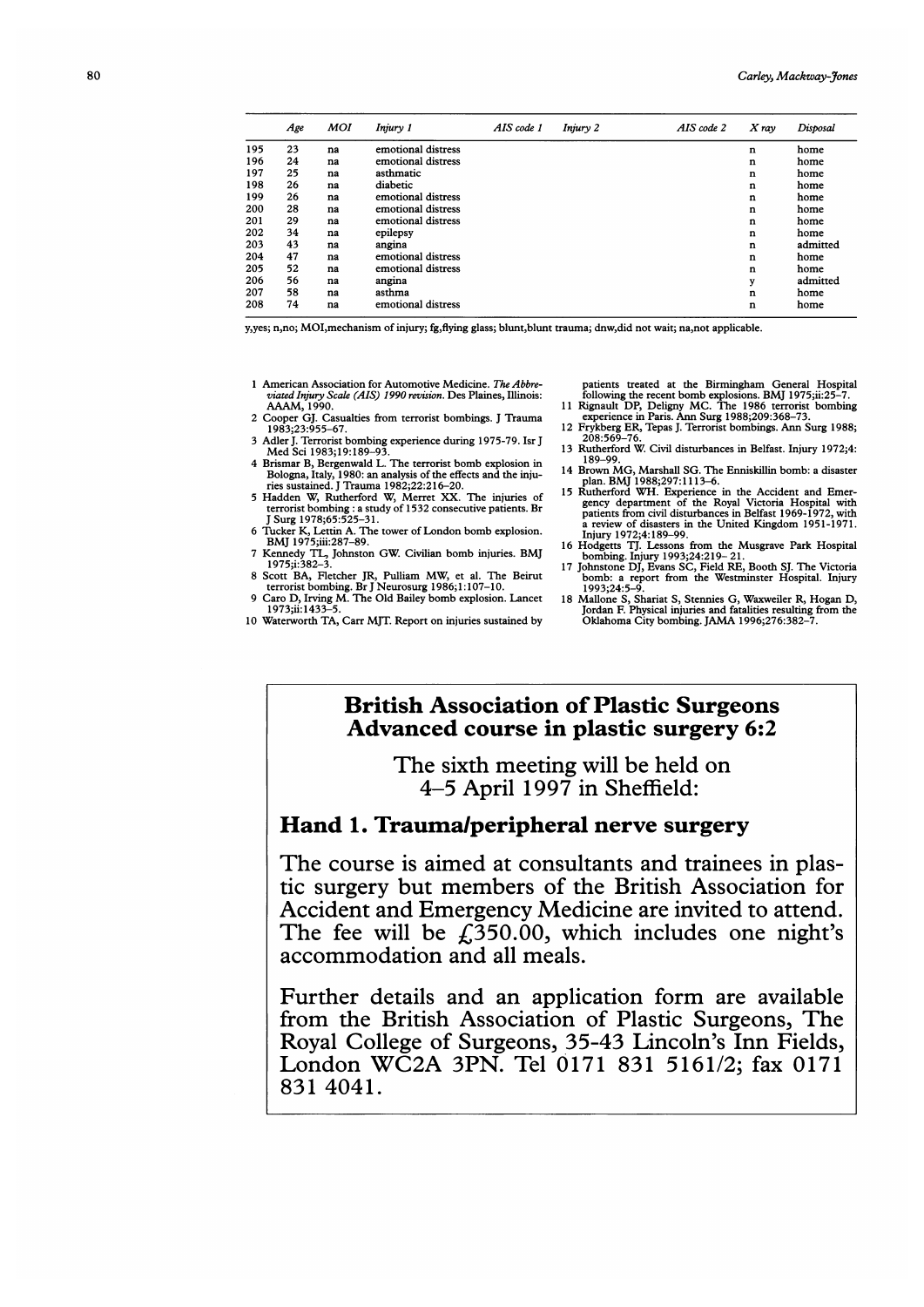| | Age | MOI | Injury 1 | AIS code 1 | Injury 2 | AIS code 2 | X ray | Disposal |
|---|---|---|---|---|---|---|---|---|
| 195 | 23 | na | emotional distress | | | | n | home |
| 196 | 24 | na | emotional distress | | | | n | home |
| 197 | 25 | na | asthmatic | | | | n | home |
| 198 | 26 | na | diabetic | | | | n | home |
| 199 | 26 | na | emotional distress | | | | n | home |
| 200 | 28 | na | emotional distress | | | | n | home |
| 201 | 29 | na | emotional distress | | | | n | home |
| 202 | 34 | na | epilepsy | | | | n | home |
| 203 | 43 | na | angina | | | | n | admitted |
| 204 | 47 | na | emotional distress | | | | n | home |
| 205 | 52 | na | emotional distress | | | | n | home |
| 206 | 56 | na | angina | | | | y | admitted |
| 207 | 58 | na | asthma | | | | n | home |
| 208 | 74 | na | emotional distress | | | | n | home |

y,yes; n,no; MOI,mechanism of injury; fg,flying glass; blunt,blunt trauma; dnw,did not wait; na,not applicable.

1 American Association for Automotive Medicine. *The Abbreviated Injury Scale (AIS) 1990 revision*. Des Plaines, Illinois: AAAM, 1990.
2 Cooper GJ. Casualties from terrorist bombings. J Trauma 1983;23:955–67.
3 Adler J. Terrorist bombing experience during 1975-79. Isr J Med Sci 1983;19:189–93.
4 Brismar B, Bergenwald L. The terrorist bomb explosion in Bologna, Italy, 1980: an analysis of the effects and the injuries sustained. J Trauma 1982;22:216–20.
5 Hadden W, Rutherford W, Merret XX. The injuries of terrorist bombing : a study of 1532 consecutive patients. Br J Surg 1978;65:525–31.
6 Tucker K, Lettin A. The tower of London bomb explosion. BMJ 1975;iii:287–89.
7 Kennedy TL, Johnston GW. Civilian bomb injuries. BMJ 1975;i:382–3.
8 Scott BA, Fletcher JR, Pulliam MW, et al. The Beirut terrorist bombing. Br J Neurosurg 1986;1:107–10.
9 Caro D, Irving M. The Old Bailey bomb explosion. Lancet 1973;ii:1433–5.
10 Waterworth TA, Carr MJT. Report on injuries sustained by patients treated at the Birmingham General Hospital following the recent bomb explosions. BMJ 1975;ii:25–7.
11 Rignault DP, Deligny MC. The 1986 terrorist bombing experience in Paris. Ann Surg 1988;209:368–73.
12 Frykberg ER, Tepas J. Terrorist bombings. Ann Surg 1988; 208:569–76.
13 Rutherford W. Civil disturbances in Belfast. Injury 1972;4: 189–99.
14 Brown MG, Marshall SG. The Enniskillin bomb: a disaster plan. BMJ 1988;297:1113–6.
15 Rutherford WH. Experience in the Accident and Emergency department of the Royal Victoria Hospital with patients from civil disturbances in Belfast 1969-1972, with a review of disasters in the United Kingdom 1951-1971. Injury 1972;4:189–99.
16 Hodgetts TJ. Lessons from the Musgrave Park Hospital bombing. Injury 1993;24:219– 21.
17 Johnstone DJ, Evans SC, Field RE, Booth SJ. The Victoria bomb: a report from the Westminster Hospital. Injury 1993;24:5–9.
18 Mallone S, Shariat S, Stennies G, Waxweiler R, Hogan D, Jordan F. Physical injuries and fatalities resulting from the Oklahoma City bombing. JAMA 1996;276:382–7.

## British Association of Plastic Surgeons Advanced course in plastic surgery 6:2

The sixth meeting will be held on 4–5 April 1997 in Sheffield:

### Hand 1. Trauma/peripheral nerve surgery

The course is aimed at consultants and trainees in plastic surgery but members of the British Association for Accident and Emergency Medicine are invited to attend. The fee will be £350.00, which includes one night's accommodation and all meals.

Further details and an application form are available from the British Association of Plastic Surgeons, The Royal College of Surgeons, 35-43 Lincoln's Inn Fields, London WC2A 3PN. Tel 0171 831 5161/2; fax 0171 831 4041.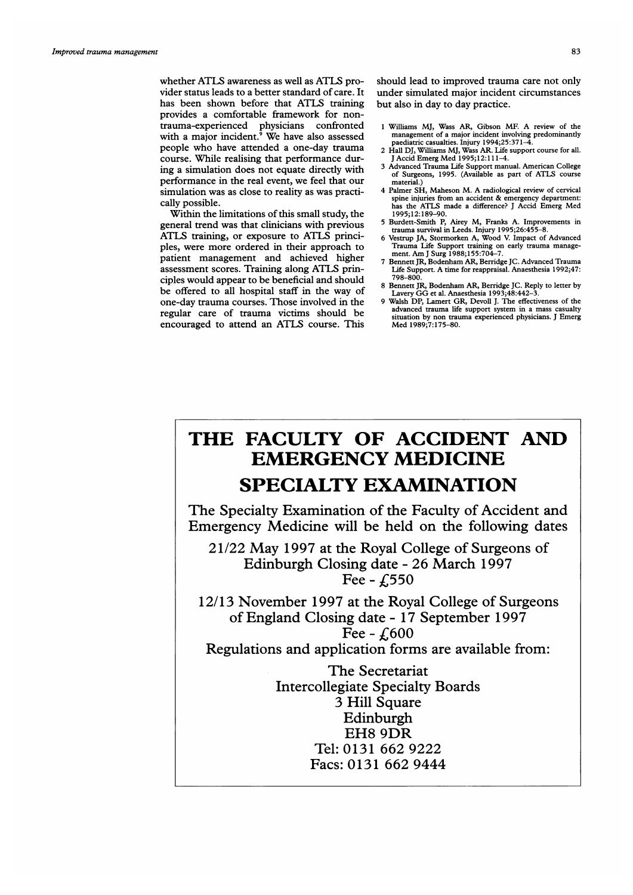whether ATLS awareness as well as ATLS provider status leads to a better standard of care. It has been shown before that ATLS training provides a comfortable framework for non-trauma-experienced physicians confronted with a major incident.[9] We have also assessed people who have attended a one-day trauma course. While realising that performance during a simulation does not equate directly with performance in the real event, we feel that our simulation was as close to reality as was practically possible.

Within the limitations of this small study, the general trend was that clinicians with previous ATLS training, or exposure to ATLS principles, were more ordered in their approach to patient management and achieved higher assessment scores. Training along ATLS principles would appear to be beneficial and should be offered to all hospital staff in the way of one-day trauma courses. Those involved in the regular care of trauma victims should be encouraged to attend an ATLS course. This should lead to improved trauma care not only under simulated major incident circumstances but also in day to day practice.

1 Williams MJ, Wass AR, Gibson MF. A review of the management of a major incident involving predominantly paediatric casualties. Injury 1994;25:371–4.
2 Hall DJ, Williams MJ, Wass AR. Life support course for all. J Accid Emerg Med 1995;12:111–4.
3 Advanced Trauma Life Support manual. American College of Surgeons, 1995. (Available as part of ATLS course material.)
4 Palmer SH, Maheson M. A radiological review of cervical spine injuries from an accident & emergency department: has the ATLS made a difference? J Accid Emerg Med 1995;12:189–90.
5 Burdett-Smith P, Airey M, Franks A. Improvements in trauma survival in Leeds. Injury 1995;26:455–8.
6 Vestrup JA, Stormorken A, Wood V. Impact of Advanced Trauma Life Support training on early trauma management. Am J Surg 1988;155:704–7.
7 Bennett JR, Bodenham AR, Berridge JC. Advanced Trauma Life Support. A time for reappraisal. Anaesthesia 1992;47:798–800.
8 Bennett JR, Bodenham AR, Berridge JC. Reply to letter by Lavery GG et al. Anaesthesia 1993;48:442–3.
9 Walsh DP, Lamert GR, Devoll J. The effectiveness of the advanced trauma life support system in a mass casualty situation by non trauma experienced physicians. J Emerg Med 1989;7:175–80.

# THE FACULTY OF ACCIDENT AND EMERGENCY MEDICINE

## SPECIALTY EXAMINATION

The Specialty Examination of the Faculty of Accident and Emergency Medicine will be held on the following dates

21/22 May 1997 at the Royal College of Surgeons of Edinburgh Closing date - 26 March 1997
Fee - £550

12/13 November 1997 at the Royal College of Surgeons of England Closing date - 17 September 1997
Fee - £600

Regulations and application forms are available from:

The Secretariat
Intercollegiate Specialty Boards
3 Hill Square
Edinburgh
EH8 9DR
Tel: 0131 662 9222
Facs: 0131 662 9444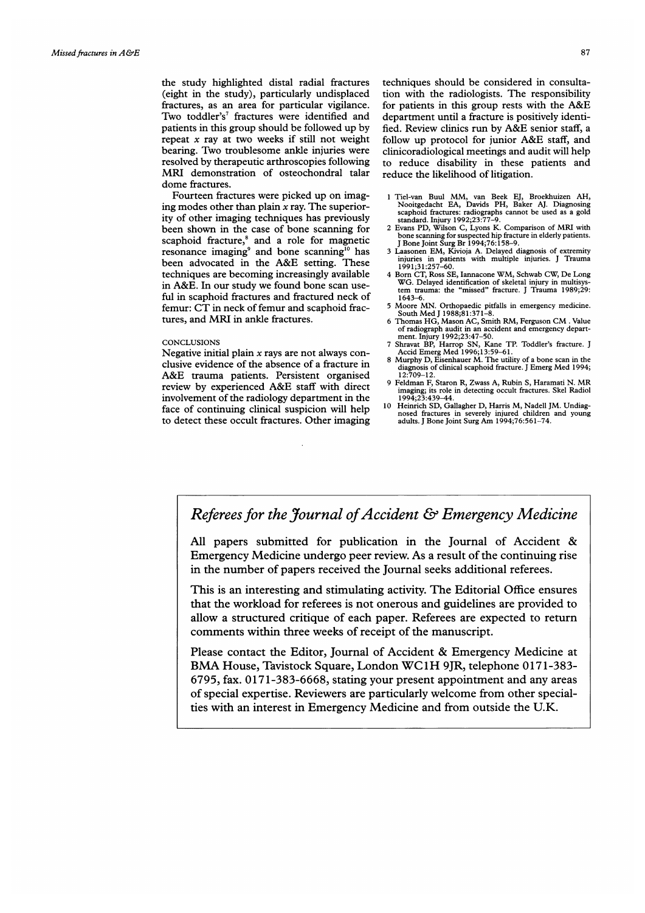the study highlighted distal radial fractures (eight in the study), particularly undisplaced fractures, as an area for particular vigilance. Two toddler's[7] fractures were identified and patients in this group should be followed up by repeat *x* ray at two weeks if still not weight bearing. Two troublesome ankle injuries were resolved by therapeutic arthroscopies following MRI demonstration of osteochondral talar dome fractures.

Fourteen fractures were picked up on imaging modes other than plain *x* ray. The superiority of other imaging techniques has previously been shown in the case of bone scanning for scaphoid fracture,[8] and a role for magnetic resonance imaging[9] and bone scanning[10] has been advocated in the A&E setting. These techniques are becoming increasingly available in A&E. In our study we found bone scan useful in scaphoid fractures and fractured neck of femur: CT in neck of femur and scaphoid fractures, and MRI in ankle fractures.

## CONCLUSIONS

Negative initial plain *x* rays are not always conclusive evidence of the absence of a fracture in A&E trauma patients. Persistent organised review by experienced A&E staff with direct involvement of the radiology department in the face of continuing clinical suspicion will help to detect these occult fractures. Other imaging techniques should be considered in consultation with the radiologists. The responsibility for patients in this group rests with the A&E department until a fracture is positively identified. Review clinics run by A&E senior staff, a follow up protocol for junior A&E staff, and clinicoradiological meetings and audit will help to reduce disability in these patients and reduce the likelihood of litigation.

1. Tiel-van Buul MM, van Beek EJ, Broekhuizen AH, Nooitgedacht EA, Davids PH, Baker AJ. Diagnosing scaphoid fractures: radiographs cannot be used as a gold standard. Injury 1992;23:77–9.
2. Evans PD, Wilson C, Lyons K. Comparison of MRI with bone scanning for suspected hip fracture in elderly patients. J Bone Joint Surg Br 1994;76:158–9.
3. Laasonen EM, Kivioja A. Delayed diagnosis of extremity injuries in patients with multiple injuries. J Trauma 1991;31:257–60.
4. Born CT, Ross SE, Iannacone WM, Schwab CW, De Long WG. Delayed identification of skeletal injury in multisystem trauma: the "missed" fracture. J Trauma 1989;29:1643–6.
5. Moore MN. Orthopaedic pitfalls in emergency medicine. South Med J 1988;81:371–8.
6. Thomas HG, Mason AC, Smith RM, Ferguson CM. Value of radiograph audit in an accident and emergency department. Injury 1992;23:47–50.
7. Shravat BP, Harrop SN, Kane TP. Toddler's fracture. J Accid Emerg Med 1996;13:59–61.
8. Murphy D, Eisenhauer M. The utility of a bone scan in the diagnosis of clinical scaphoid fracture. J Emerg Med 1994;12:709–12.
9. Feldman F, Staron R, Zwass A, Rubin S, Haramati N. MR imaging; its role in detecting occult fractures. Skel Radiol 1994;23:439–44.
10. Heinrich SD, Gallagher D, Harris M, Nadell JM. Undiagnosed fractures in severely injured children and young adults. J Bone Joint Surg Am 1994;76:561–74.

## *Referees for the Journal of Accident & Emergency Medicine*

All papers submitted for publication in the Journal of Accident & Emergency Medicine undergo peer review. As a result of the continuing rise in the number of papers received the Journal seeks additional referees.

This is an interesting and stimulating activity. The Editorial Office ensures that the workload for referees is not onerous and guidelines are provided to allow a structured critique of each paper. Referees are expected to return comments within three weeks of receipt of the manuscript.

Please contact the Editor, Journal of Accident & Emergency Medicine at BMA House, Tavistock Square, London WC1H 9JR, telephone 0171-383-6795, fax. 0171-383-6668, stating your present appointment and any areas of special expertise. Reviewers are particularly welcome from other specialties with an interest in Emergency Medicine and from outside the U.K.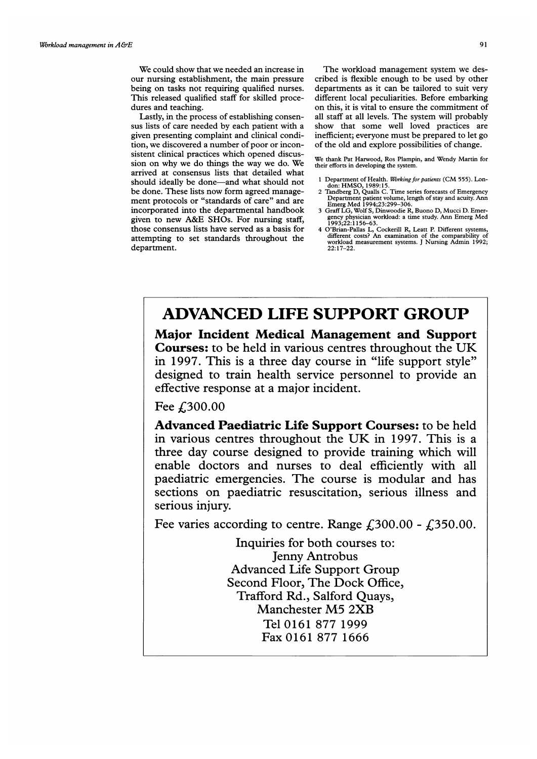We could show that we needed an increase in our nursing establishment, the main pressure being on tasks not requiring qualified nurses. This released qualified staff for skilled procedures and teaching.

Lastly, in the process of establishing consensus lists of care needed by each patient with a given presenting complaint and clinical condition, we discovered a number of poor or inconsistent clinical practices which opened discussion on why we do things the way we do. We arrived at consensus lists that detailed what should ideally be done—and what should not be done. These lists now form agreed management protocols or "standards of care" and are incorporated into the departmental handbook given to new A&E SHOs. For nursing staff, those consensus lists have served as a basis for attempting to set standards throughout the department.

The workload management system we described is flexible enough to be used by other departments as it can be tailored to suit very different local peculiarities. Before embarking on this, it is vital to ensure the commitment of all staff at all levels. The system will probably show that some well loved practices are inefficient; everyone must be prepared to let go of the old and explore possibilities of change.

We thank Pat Harwood, Ros Plampin, and Wendy Martin for their efforts in developing the system.

1. Department of Health. *Working for patients* (CM 555). London: HMSO, 1989:15.
2. Tandberg D, Qualls C. Time series forecasts of Emergency Department patient volume, length of stay and acuity. Ann Emerg Med 1994;23:299–306.
3. Graff LG, Wolf S, Dinwoodie R, Buono D, Mucci D. Emergency physician workload: a time study. Ann Emerg Med 1993;22:1156–63.
4. O'Brian-Pallas L, Cockerill R, Leatt P. Different systems, different costs? An examination of the comparability of workload measurement systems. J Nursing Admin 1992; 22:17–22.

# ADVANCED LIFE SUPPORT GROUP

**Major Incident Medical Management and Support Courses:** to be held in various centres throughout the UK in 1997. This is a three day course in "life support style" designed to train health service personnel to provide an effective response at a major incident.

Fee £300.00

**Advanced Paediatric Life Support Courses:** to be held in various centres throughout the UK in 1997. This is a three day course designed to provide training which will enable doctors and nurses to deal efficiently with all paediatric emergencies. The course is modular and has sections on paediatric resuscitation, serious illness and serious injury.

Fee varies according to centre. Range £300.00 - £350.00.

Inquiries for both courses to:
Jenny Antrobus
Advanced Life Support Group
Second Floor, The Dock Office,
Trafford Rd., Salford Quays,
Manchester M5 2XB
Tel 0161 877 1999
Fax 0161 877 1666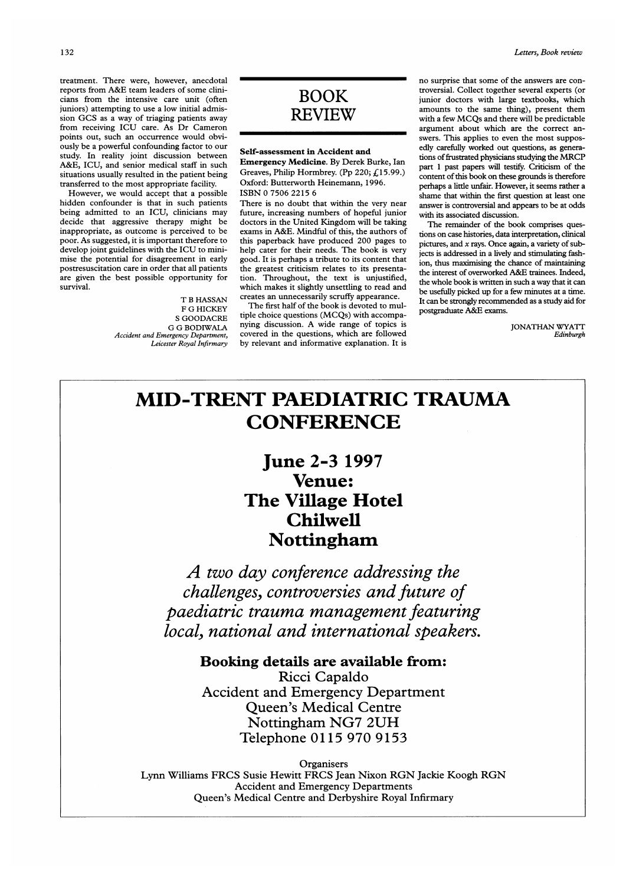treatment. There were, however, anecdotal reports from A&E team leaders of some clinicians from the intensive care unit (often juniors) attempting to use a low initial admission GCS as a way of triaging patients away from receiving ICU care. As Dr Cameron points out, such an occurrence would obviously be a powerful confounding factor to our study. In reality joint discussion between A&E, ICU, and senior medical staff in such situations usually resulted in the patient being transferred to the most appropriate facility.

However, we would accept that a possible hidden confounder is that in such patients being admitted to an ICU, clinicians may decide that aggressive therapy might be inappropriate, as outcome is perceived to be poor. As suggested, it is important therefore to develop joint guidelines with the ICU to minimise the potential for disagreement in early postresuscitation care in order that all patients are given the best possible opportunity for survival.

T B HASSAN
F G HICKEY
S GOODACRE
G G BODIWALA
*Accident and Emergency Department, Leicester Royal Infirmary*

# BOOK REVIEW

**Self-assessment in Accident and Emergency Medicine.** By Derek Burke, Ian Greaves, Philip Hormbrey. (Pp 220; £15.99.) Oxford: Butterworth Heinemann, 1996. ISBN 0 7506 2215 6

There is no doubt that within the very near future, increasing numbers of hopeful junior doctors in the United Kingdom will be taking exams in A&E. Mindful of this, the authors of this paperback have produced 200 pages to help cater for their needs. The book is very good. It is perhaps a tribute to its content that the greatest criticism relates to its presentation. Throughout, the text is unjustified, which makes it slightly unsettling to read and creates an unnecessarily scruffy appearance.

The first half of the book is devoted to multiple choice questions (MCQs) with accompanying discussion. A wide range of topics is covered in the questions, which are followed by relevant and informative explanation. It is no surprise that some of the answers are controversial. Collect together several experts (or junior doctors with large textbooks, which amounts to the same thing), present them with a few MCQs and there will be predictable argument about which are the correct answers. This applies to even the most supposedly carefully worked out questions, as generations of frustrated physicians studying the MRCP part 1 past papers will testify. Criticism of the content of this book on these grounds is therefore perhaps a little unfair. However, it seems rather a shame that within the first question at least one answer is controversial and appears to be at odds with its associated discussion.

The remainder of the book comprises questions on case histories, data interpretation, clinical pictures, and *x* rays. Once again, a variety of subjects is addressed in a lively and stimulating fashion, thus maximising the chance of maintaining the interest of overworked A&E trainees. Indeed, the whole book is written in such a way that it can be usefully picked up for a few minutes at a time. It can be strongly recommended as a study aid for postgraduate A&E exams.

JONATHAN WYATT
*Edinburgh*

---

# MID-TRENT PAEDIATRIC TRAUMA CONFERENCE

## June 2-3 1997
## Venue:
## The Village Hotel
## Chilwell
## Nottingham

*A two day conference addressing the challenges, controversies and future of paediatric trauma management featuring local, national and international speakers.*

**Booking details are available from:**
Ricci Capaldo
Accident and Emergency Department
Queen's Medical Centre
Nottingham NG7 2UH
Telephone 0115 970 9153

Organisers
Lynn Williams FRCS Susie Hewitt FRCS Jean Nixon RGN Jackie Koogh RGN
Accident and Emergency Departments
Queen's Medical Centre and Derbyshire Royal Infirmary